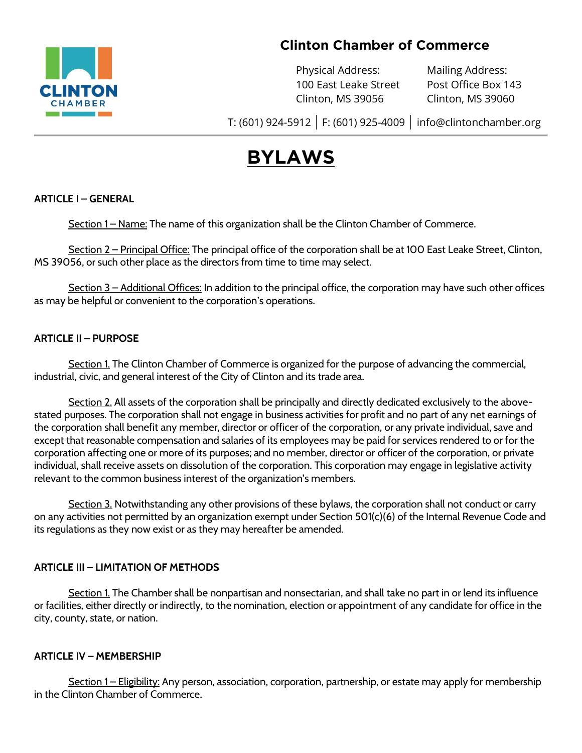**Clinton Chamber of Commerce**

Physical Address:
100 East Leake Street
Clinton, MS 39056

Mailing Address:
Post Office Box 143
Clinton, MS 39060

T: (601) 924-5912 | F: (601) 925-4009 | info@clintonchamber.org

# BYLAWS

## ARTICLE I – GENERAL

Section 1 – Name: The name of this organization shall be the Clinton Chamber of Commerce.

Section 2 – Principal Office: The principal office of the corporation shall be at 100 East Leake Street, Clinton, MS 39056, or such other place as the directors from time to time may select.

Section 3 – Additional Offices: In addition to the principal office, the corporation may have such other offices as may be helpful or convenient to the corporation's operations.

## ARTICLE II – PURPOSE

Section 1. The Clinton Chamber of Commerce is organized for the purpose of advancing the commercial, industrial, civic, and general interest of the City of Clinton and its trade area.

Section 2. All assets of the corporation shall be principally and directly dedicated exclusively to the above-stated purposes. The corporation shall not engage in business activities for profit and no part of any net earnings of the corporation shall benefit any member, director or officer of the corporation, or any private individual, save and except that reasonable compensation and salaries of its employees may be paid for services rendered to or for the corporation affecting one or more of its purposes; and no member, director or officer of the corporation, or private individual, shall receive assets on dissolution of the corporation. This corporation may engage in legislative activity relevant to the common business interest of the organization's members.

Section 3. Notwithstanding any other provisions of these bylaws, the corporation shall not conduct or carry on any activities not permitted by an organization exempt under Section 501(c)(6) of the Internal Revenue Code and its regulations as they now exist or as they may hereafter be amended.

## ARTICLE III – LIMITATION OF METHODS

Section 1. The Chamber shall be nonpartisan and nonsectarian, and shall take no part in or lend its influence or facilities, either directly or indirectly, to the nomination, election or appointment of any candidate for office in the city, county, state, or nation.

## ARTICLE IV – MEMBERSHIP

Section 1 – Eligibility: Any person, association, corporation, partnership, or estate may apply for membership in the Clinton Chamber of Commerce.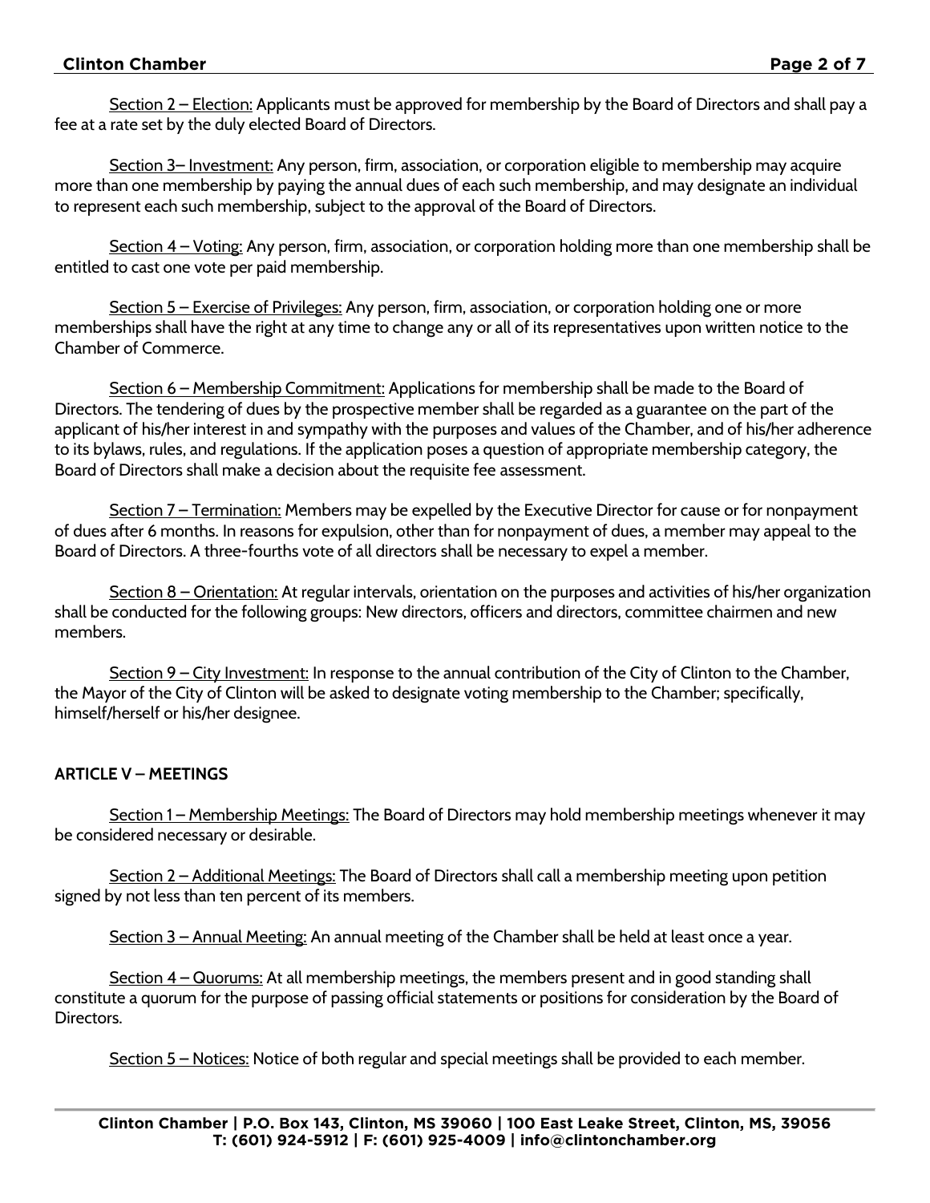Section 2 – Election: Applicants must be approved for membership by the Board of Directors and shall pay a fee at a rate set by the duly elected Board of Directors.

Section 3– Investment: Any person, firm, association, or corporation eligible to membership may acquire more than one membership by paying the annual dues of each such membership, and may designate an individual to represent each such membership, subject to the approval of the Board of Directors.

Section 4 – Voting: Any person, firm, association, or corporation holding more than one membership shall be entitled to cast one vote per paid membership.

Section 5 – Exercise of Privileges: Any person, firm, association, or corporation holding one or more memberships shall have the right at any time to change any or all of its representatives upon written notice to the Chamber of Commerce.

Section 6 – Membership Commitment: Applications for membership shall be made to the Board of Directors. The tendering of dues by the prospective member shall be regarded as a guarantee on the part of the applicant of his/her interest in and sympathy with the purposes and values of the Chamber, and of his/her adherence to its bylaws, rules, and regulations. If the application poses a question of appropriate membership category, the Board of Directors shall make a decision about the requisite fee assessment.

Section 7 – Termination: Members may be expelled by the Executive Director for cause or for nonpayment of dues after 6 months. In reasons for expulsion, other than for nonpayment of dues, a member may appeal to the Board of Directors. A three-fourths vote of all directors shall be necessary to expel a member.

Section 8 – Orientation: At regular intervals, orientation on the purposes and activities of his/her organization shall be conducted for the following groups: New directors, officers and directors, committee chairmen and new members.

Section 9 – City Investment: In response to the annual contribution of the City of Clinton to the Chamber, the Mayor of the City of Clinton will be asked to designate voting membership to the Chamber; specifically, himself/herself or his/her designee.

**ARTICLE V – MEETINGS**

Section 1 – Membership Meetings: The Board of Directors may hold membership meetings whenever it may be considered necessary or desirable.

Section 2 – Additional Meetings: The Board of Directors shall call a membership meeting upon petition signed by not less than ten percent of its members.

Section 3 – Annual Meeting: An annual meeting of the Chamber shall be held at least once a year.

Section 4 – Quorums: At all membership meetings, the members present and in good standing shall constitute a quorum for the purpose of passing official statements or positions for consideration by the Board of Directors.

Section 5 – Notices: Notice of both regular and special meetings shall be provided to each member.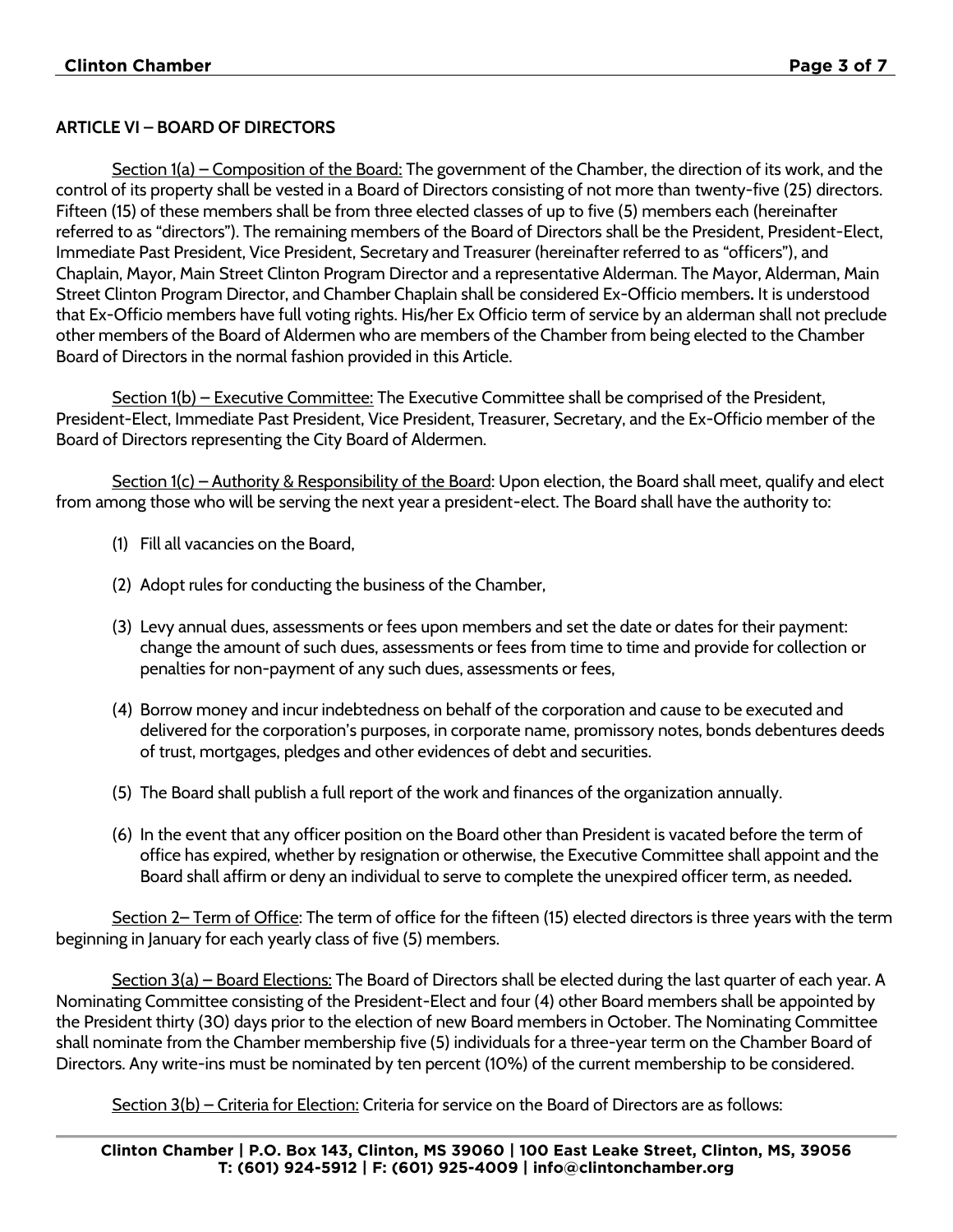## ARTICLE VI – BOARD OF DIRECTORS

Section 1(a) – Composition of the Board: The government of the Chamber, the direction of its work, and the control of its property shall be vested in a Board of Directors consisting of not more than twenty-five (25) directors. Fifteen (15) of these members shall be from three elected classes of up to five (5) members each (hereinafter referred to as "directors"). The remaining members of the Board of Directors shall be the President, President-Elect, Immediate Past President, Vice President, Secretary and Treasurer (hereinafter referred to as "officers"), and Chaplain, Mayor, Main Street Clinton Program Director and a representative Alderman. The Mayor, Alderman, Main Street Clinton Program Director, and Chamber Chaplain shall be considered Ex-Officio members. It is understood that Ex-Officio members have full voting rights. His/her Ex Officio term of service by an alderman shall not preclude other members of the Board of Aldermen who are members of the Chamber from being elected to the Chamber Board of Directors in the normal fashion provided in this Article.

Section 1(b) – Executive Committee: The Executive Committee shall be comprised of the President, President-Elect, Immediate Past President, Vice President, Treasurer, Secretary, and the Ex-Officio member of the Board of Directors representing the City Board of Aldermen.

Section 1(c) – Authority & Responsibility of the Board: Upon election, the Board shall meet, qualify and elect from among those who will be serving the next year a president-elect. The Board shall have the authority to:

(1) Fill all vacancies on the Board,

(2) Adopt rules for conducting the business of the Chamber,

(3) Levy annual dues, assessments or fees upon members and set the date or dates for their payment: change the amount of such dues, assessments or fees from time to time and provide for collection or penalties for non-payment of any such dues, assessments or fees,

(4) Borrow money and incur indebtedness on behalf of the corporation and cause to be executed and delivered for the corporation's purposes, in corporate name, promissory notes, bonds debentures deeds of trust, mortgages, pledges and other evidences of debt and securities.

(5) The Board shall publish a full report of the work and finances of the organization annually.

(6) In the event that any officer position on the Board other than President is vacated before the term of office has expired, whether by resignation or otherwise, the Executive Committee shall appoint and the Board shall affirm or deny an individual to serve to complete the unexpired officer term, as needed.

Section 2– Term of Office: The term of office for the fifteen (15) elected directors is three years with the term beginning in January for each yearly class of five (5) members.

Section 3(a) – Board Elections: The Board of Directors shall be elected during the last quarter of each year. A Nominating Committee consisting of the President-Elect and four (4) other Board members shall be appointed by the President thirty (30) days prior to the election of new Board members in October. The Nominating Committee shall nominate from the Chamber membership five (5) individuals for a three-year term on the Chamber Board of Directors. Any write-ins must be nominated by ten percent (10%) of the current membership to be considered.

Section 3(b) – Criteria for Election: Criteria for service on the Board of Directors are as follows: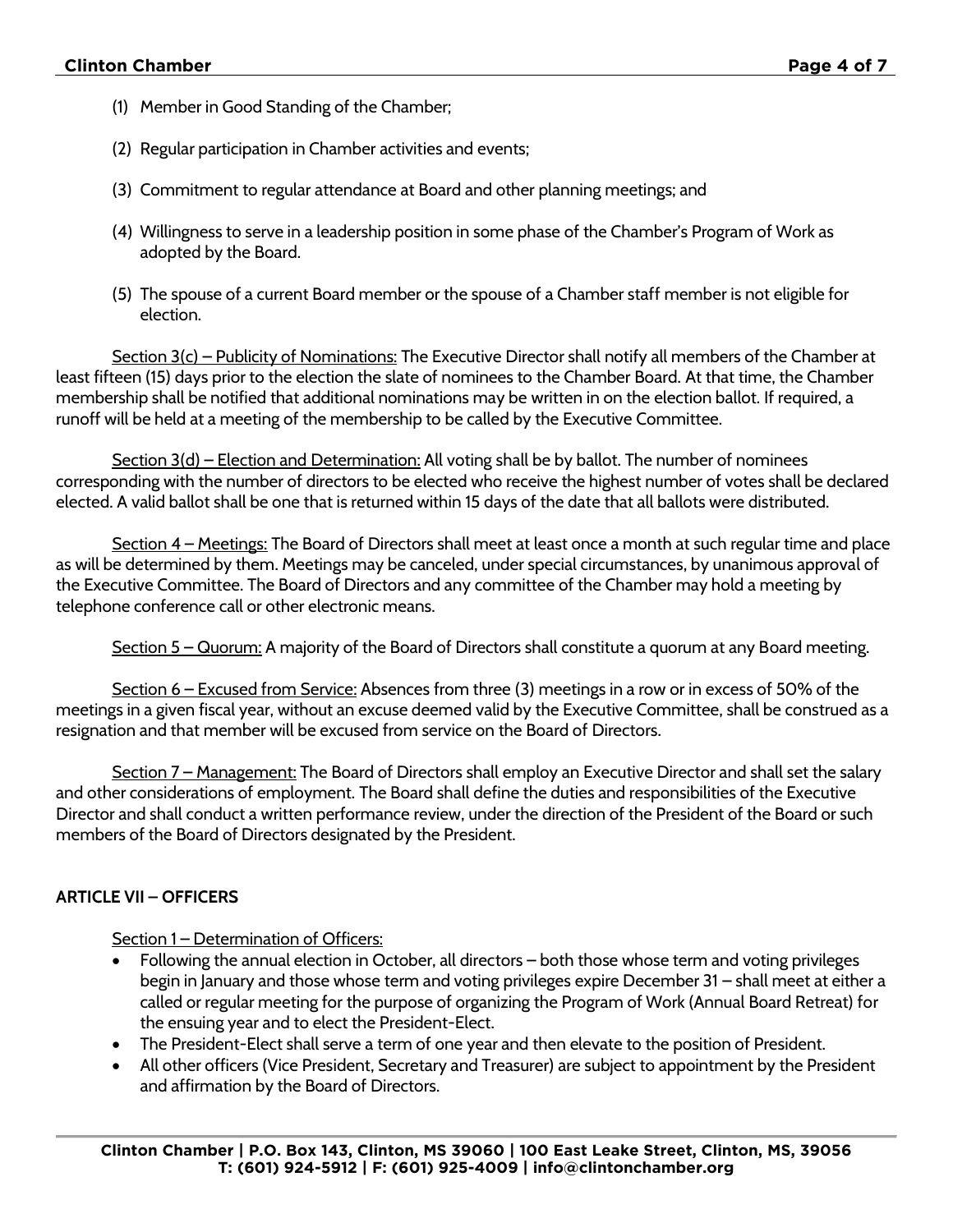(1) Member in Good Standing of the Chamber;

(2) Regular participation in Chamber activities and events;

(3) Commitment to regular attendance at Board and other planning meetings; and

(4) Willingness to serve in a leadership position in some phase of the Chamber's Program of Work as adopted by the Board.

(5) The spouse of a current Board member or the spouse of a Chamber staff member is not eligible for election.

Section 3(c) – Publicity of Nominations: The Executive Director shall notify all members of the Chamber at least fifteen (15) days prior to the election the slate of nominees to the Chamber Board. At that time, the Chamber membership shall be notified that additional nominations may be written in on the election ballot. If required, a runoff will be held at a meeting of the membership to be called by the Executive Committee.

Section 3(d) – Election and Determination: All voting shall be by ballot. The number of nominees corresponding with the number of directors to be elected who receive the highest number of votes shall be declared elected. A valid ballot shall be one that is returned within 15 days of the date that all ballots were distributed.

Section 4 – Meetings: The Board of Directors shall meet at least once a month at such regular time and place as will be determined by them. Meetings may be canceled, under special circumstances, by unanimous approval of the Executive Committee. The Board of Directors and any committee of the Chamber may hold a meeting by telephone conference call or other electronic means.

Section 5 – Quorum: A majority of the Board of Directors shall constitute a quorum at any Board meeting.

Section 6 – Excused from Service: Absences from three (3) meetings in a row or in excess of 50% of the meetings in a given fiscal year, without an excuse deemed valid by the Executive Committee, shall be construed as a resignation and that member will be excused from service on the Board of Directors.

Section 7 – Management: The Board of Directors shall employ an Executive Director and shall set the salary and other considerations of employment. The Board shall define the duties and responsibilities of the Executive Director and shall conduct a written performance review, under the direction of the President of the Board or such members of the Board of Directors designated by the President.

## ARTICLE VII – OFFICERS

Section 1 – Determination of Officers:

- Following the annual election in October, all directors – both those whose term and voting privileges begin in January and those whose term and voting privileges expire December 31 – shall meet at either a called or regular meeting for the purpose of organizing the Program of Work (Annual Board Retreat) for the ensuing year and to elect the President-Elect.
- The President-Elect shall serve a term of one year and then elevate to the position of President.
- All other officers (Vice President, Secretary and Treasurer) are subject to appointment by the President and affirmation by the Board of Directors.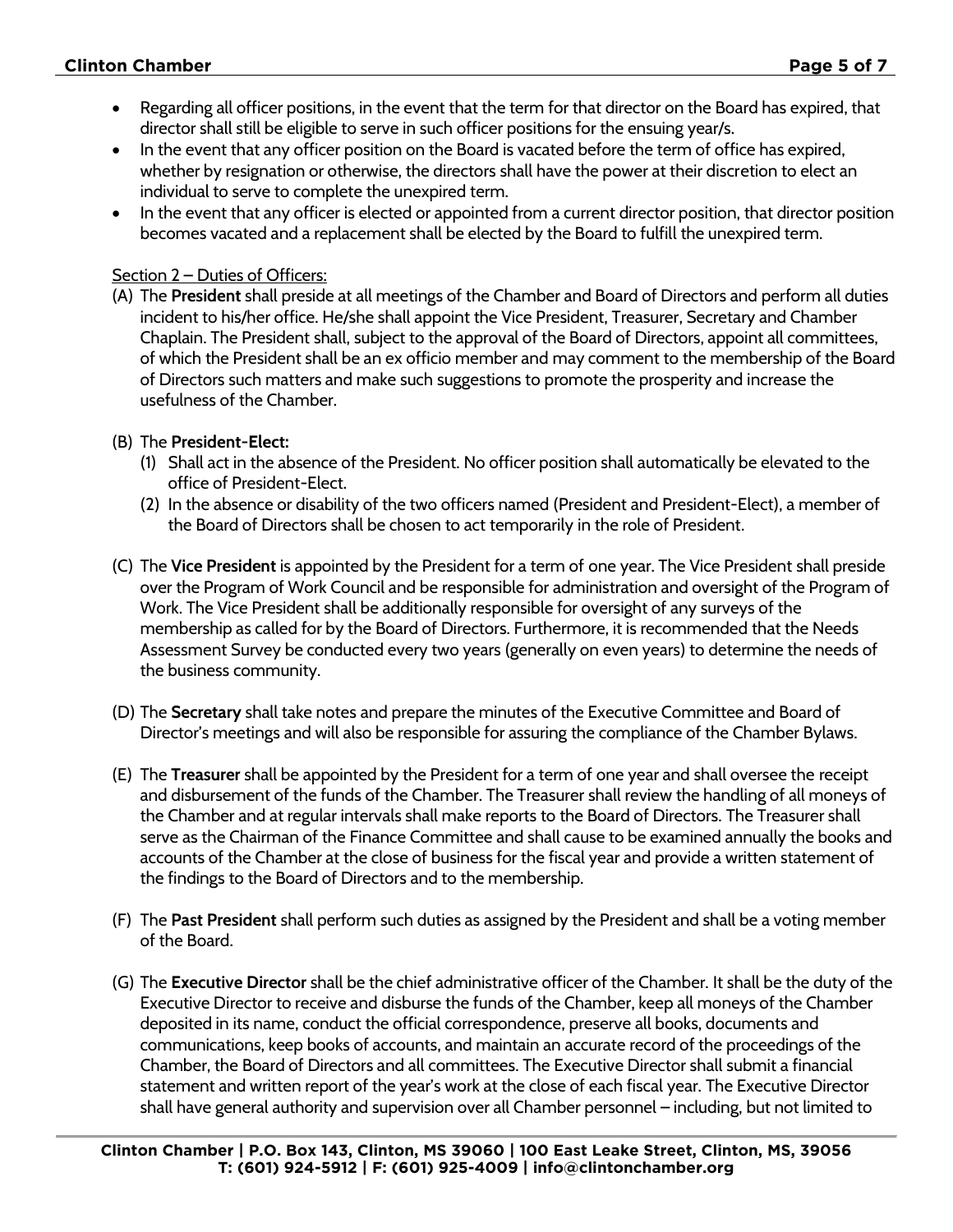- Regarding all officer positions, in the event that the term for that director on the Board has expired, that director shall still be eligible to serve in such officer positions for the ensuing year/s.
- In the event that any officer position on the Board is vacated before the term of office has expired, whether by resignation or otherwise, the directors shall have the power at their discretion to elect an individual to serve to complete the unexpired term.
- In the event that any officer is elected or appointed from a current director position, that director position becomes vacated and a replacement shall be elected by the Board to fulfill the unexpired term.

Section 2 – Duties of Officers:

(A) The **President** shall preside at all meetings of the Chamber and Board of Directors and perform all duties incident to his/her office. He/she shall appoint the Vice President, Treasurer, Secretary and Chamber Chaplain. The President shall, subject to the approval of the Board of Directors, appoint all committees, of which the President shall be an ex officio member and may comment to the membership of the Board of Directors such matters and make such suggestions to promote the prosperity and increase the usefulness of the Chamber.

(B) The **President-Elect:**
  1. Shall act in the absence of the President. No officer position shall automatically be elevated to the office of President-Elect.
  2. In the absence or disability of the two officers named (President and President-Elect), a member of the Board of Directors shall be chosen to act temporarily in the role of President.

(C) The **Vice President** is appointed by the President for a term of one year. The Vice President shall preside over the Program of Work Council and be responsible for administration and oversight of the Program of Work. The Vice President shall be additionally responsible for oversight of any surveys of the membership as called for by the Board of Directors. Furthermore, it is recommended that the Needs Assessment Survey be conducted every two years (generally on even years) to determine the needs of the business community.

(D) The **Secretary** shall take notes and prepare the minutes of the Executive Committee and Board of Director's meetings and will also be responsible for assuring the compliance of the Chamber Bylaws.

(E) The **Treasurer** shall be appointed by the President for a term of one year and shall oversee the receipt and disbursement of the funds of the Chamber. The Treasurer shall review the handling of all moneys of the Chamber and at regular intervals shall make reports to the Board of Directors. The Treasurer shall serve as the Chairman of the Finance Committee and shall cause to be examined annually the books and accounts of the Chamber at the close of business for the fiscal year and provide a written statement of the findings to the Board of Directors and to the membership.

(F) The **Past President** shall perform such duties as assigned by the President and shall be a voting member of the Board.

(G) The **Executive Director** shall be the chief administrative officer of the Chamber. It shall be the duty of the Executive Director to receive and disburse the funds of the Chamber, keep all moneys of the Chamber deposited in its name, conduct the official correspondence, preserve all books, documents and communications, keep books of accounts, and maintain an accurate record of the proceedings of the Chamber, the Board of Directors and all committees. The Executive Director shall submit a financial statement and written report of the year's work at the close of each fiscal year. The Executive Director shall have general authority and supervision over all Chamber personnel – including, but not limited to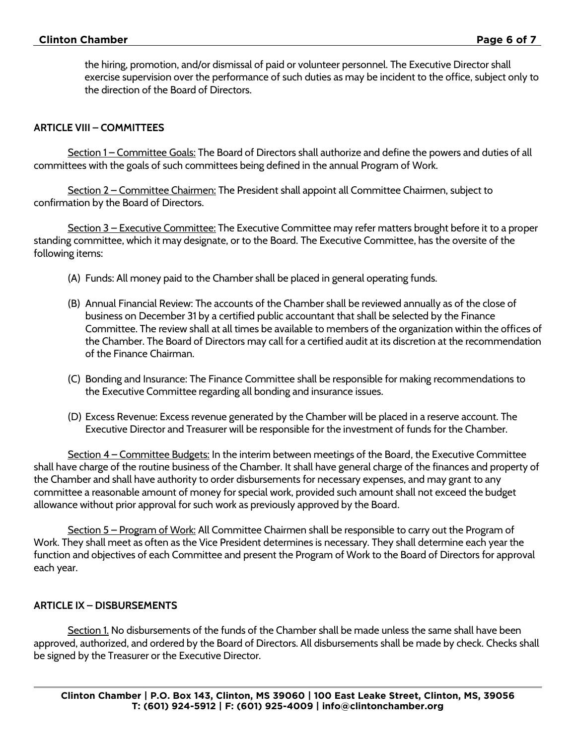the hiring, promotion, and/or dismissal of paid or volunteer personnel. The Executive Director shall exercise supervision over the performance of such duties as may be incident to the office, subject only to the direction of the Board of Directors.

## ARTICLE VIII – COMMITTEES

Section 1 – Committee Goals: The Board of Directors shall authorize and define the powers and duties of all committees with the goals of such committees being defined in the annual Program of Work.

Section 2 – Committee Chairmen: The President shall appoint all Committee Chairmen, subject to confirmation by the Board of Directors.

Section 3 – Executive Committee: The Executive Committee may refer matters brought before it to a proper standing committee, which it may designate, or to the Board. The Executive Committee, has the oversite of the following items:

(A) Funds: All money paid to the Chamber shall be placed in general operating funds.

(B) Annual Financial Review: The accounts of the Chamber shall be reviewed annually as of the close of business on December 31 by a certified public accountant that shall be selected by the Finance Committee. The review shall at all times be available to members of the organization within the offices of the Chamber. The Board of Directors may call for a certified audit at its discretion at the recommendation of the Finance Chairman.

(C) Bonding and Insurance: The Finance Committee shall be responsible for making recommendations to the Executive Committee regarding all bonding and insurance issues.

(D) Excess Revenue: Excess revenue generated by the Chamber will be placed in a reserve account. The Executive Director and Treasurer will be responsible for the investment of funds for the Chamber.

Section 4 – Committee Budgets: In the interim between meetings of the Board, the Executive Committee shall have charge of the routine business of the Chamber. It shall have general charge of the finances and property of the Chamber and shall have authority to order disbursements for necessary expenses, and may grant to any committee a reasonable amount of money for special work, provided such amount shall not exceed the budget allowance without prior approval for such work as previously approved by the Board.

Section 5 – Program of Work: All Committee Chairmen shall be responsible to carry out the Program of Work. They shall meet as often as the Vice President determines is necessary. They shall determine each year the function and objectives of each Committee and present the Program of Work to the Board of Directors for approval each year.

## ARTICLE IX – DISBURSEMENTS

Section 1. No disbursements of the funds of the Chamber shall be made unless the same shall have been approved, authorized, and ordered by the Board of Directors. All disbursements shall be made by check. Checks shall be signed by the Treasurer or the Executive Director.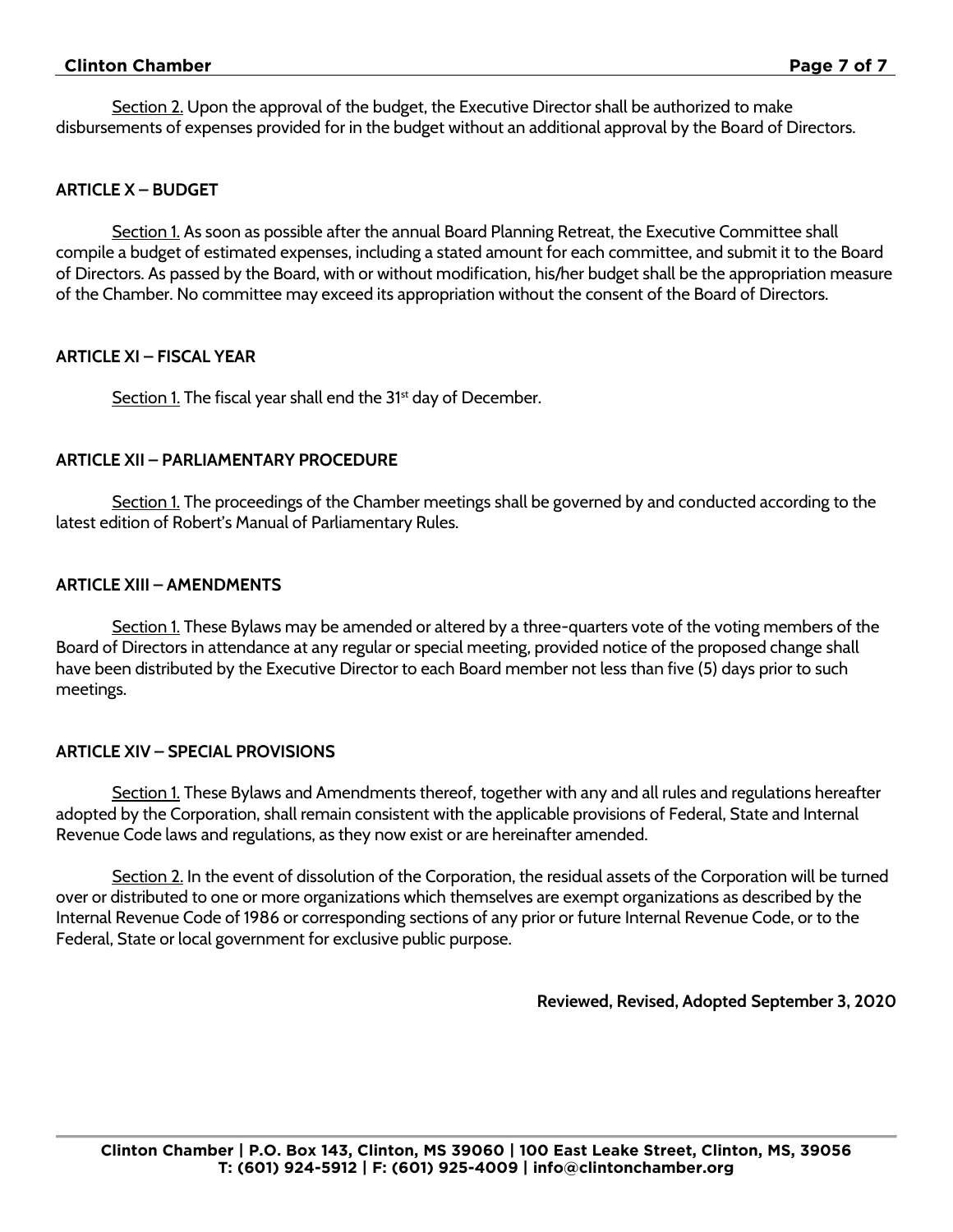Section 2. Upon the approval of the budget, the Executive Director shall be authorized to make disbursements of expenses provided for in the budget without an additional approval by the Board of Directors.

**ARTICLE X – BUDGET**

Section 1. As soon as possible after the annual Board Planning Retreat, the Executive Committee shall compile a budget of estimated expenses, including a stated amount for each committee, and submit it to the Board of Directors. As passed by the Board, with or without modification, his/her budget shall be the appropriation measure of the Chamber. No committee may exceed its appropriation without the consent of the Board of Directors.

**ARTICLE XI – FISCAL YEAR**

Section 1. The fiscal year shall end the 31st day of December.

**ARTICLE XII – PARLIAMENTARY PROCEDURE**

Section 1. The proceedings of the Chamber meetings shall be governed by and conducted according to the latest edition of Robert's Manual of Parliamentary Rules.

**ARTICLE XIII – AMENDMENTS**

Section 1. These Bylaws may be amended or altered by a three-quarters vote of the voting members of the Board of Directors in attendance at any regular or special meeting, provided notice of the proposed change shall have been distributed by the Executive Director to each Board member not less than five (5) days prior to such meetings.

**ARTICLE XIV – SPECIAL PROVISIONS**

Section 1. These Bylaws and Amendments thereof, together with any and all rules and regulations hereafter adopted by the Corporation, shall remain consistent with the applicable provisions of Federal, State and Internal Revenue Code laws and regulations, as they now exist or are hereinafter amended.

Section 2. In the event of dissolution of the Corporation, the residual assets of the Corporation will be turned over or distributed to one or more organizations which themselves are exempt organizations as described by the Internal Revenue Code of 1986 or corresponding sections of any prior or future Internal Revenue Code, or to the Federal, State or local government for exclusive public purpose.

**Reviewed, Revised, Adopted September 3, 2020**